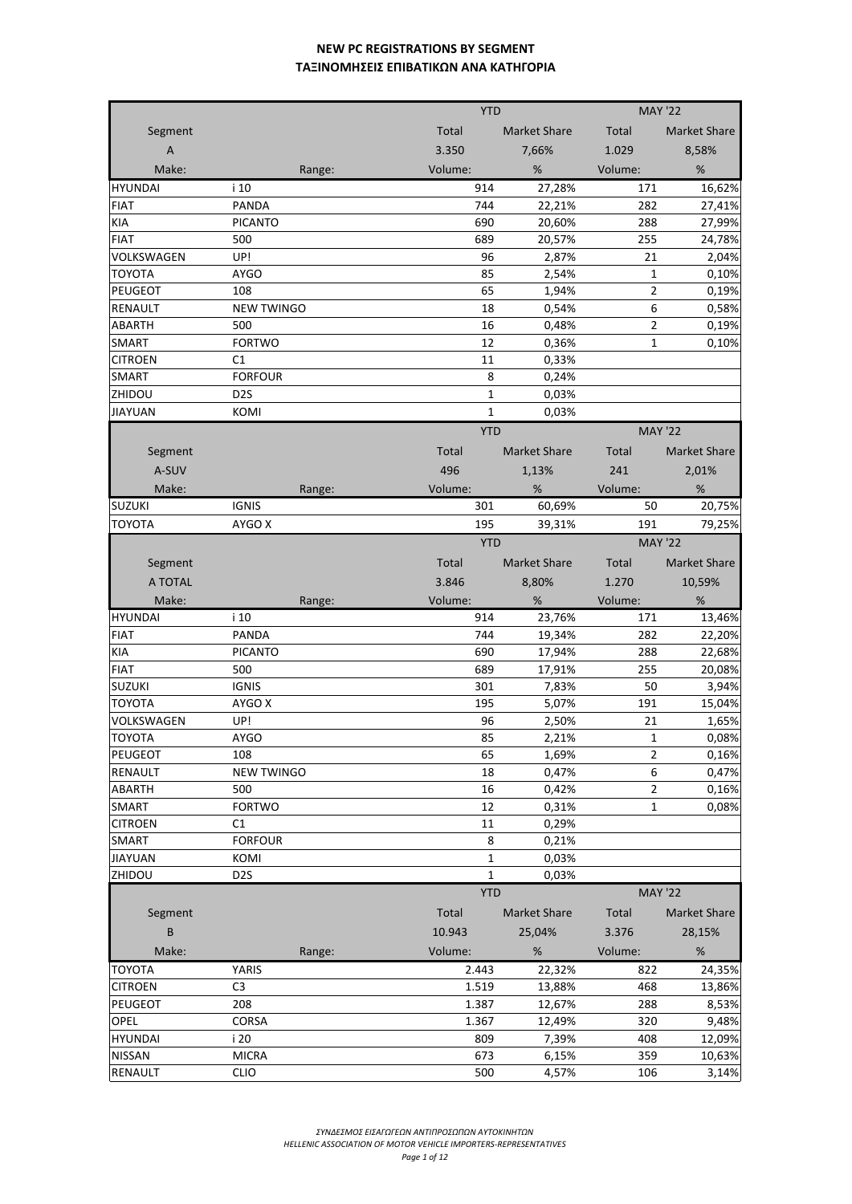# NEW PC REGISTRATIONS BY SEGMENT
# ΤΑΞΙΝΟΜΗΣΕΙΣ ΕΠΙΒΑΤΙΚΩΝ ΑΝΑ ΚΑΤΗΓΟΡΙΑ

| | | YTD | | MAY '22 | |
|---|---|---|---|---|---|
| Segment | | Total | Market Share | Total | Market Share |
| A | | 3.350 | 7,66% | 1.029 | 8,58% |
| Make: | Range: | Volume: | % | Volume: | % |
| HYUNDAI | i 10 | 914 | 27,28% | 171 | 16,62% |
| FIAT | PANDA | 744 | 22,21% | 282 | 27,41% |
| KIA | PICANTO | 690 | 20,60% | 288 | 27,99% |
| FIAT | 500 | 689 | 20,57% | 255 | 24,78% |
| VOLKSWAGEN | UP! | 96 | 2,87% | 21 | 2,04% |
| TOYOTA | AYGO | 85 | 2,54% | 1 | 0,10% |
| PEUGEOT | 108 | 65 | 1,94% | 2 | 0,19% |
| RENAULT | NEW TWINGO | 18 | 0,54% | 6 | 0,58% |
| ABARTH | 500 | 16 | 0,48% | 2 | 0,19% |
| SMART | FORTWO | 12 | 0,36% | 1 | 0,10% |
| CITROEN | C1 | 11 | 0,33% | | |
| SMART | FORFOUR | 8 | 0,24% | | |
| ZHIDOU | D2S | 1 | 0,03% | | |
| JIAYUAN | KOMI | 1 | 0,03% | | |

| | | YTD | | MAY '22 | |
|---|---|---|---|---|---|
| Segment | | Total | Market Share | Total | Market Share |
| A-SUV | | 496 | 1,13% | 241 | 2,01% |
| Make: | Range: | Volume: | % | Volume: | % |
| SUZUKI | IGNIS | 301 | 60,69% | 50 | 20,75% |
| TOYOTA | AYGO X | 195 | 39,31% | 191 | 79,25% |

| | | YTD | | MAY '22 | |
|---|---|---|---|---|---|
| Segment | | Total | Market Share | Total | Market Share |
| A TOTAL | | 3.846 | 8,80% | 1.270 | 10,59% |
| Make: | Range: | Volume: | % | Volume: | % |
| HYUNDAI | i 10 | 914 | 23,76% | 171 | 13,46% |
| FIAT | PANDA | 744 | 19,34% | 282 | 22,20% |
| KIA | PICANTO | 690 | 17,94% | 288 | 22,68% |
| FIAT | 500 | 689 | 17,91% | 255 | 20,08% |
| SUZUKI | IGNIS | 301 | 7,83% | 50 | 3,94% |
| TOYOTA | AYGO X | 195 | 5,07% | 191 | 15,04% |
| VOLKSWAGEN | UP! | 96 | 2,50% | 21 | 1,65% |
| TOYOTA | AYGO | 85 | 2,21% | 1 | 0,08% |
| PEUGEOT | 108 | 65 | 1,69% | 2 | 0,16% |
| RENAULT | NEW TWINGO | 18 | 0,47% | 6 | 0,47% |
| ABARTH | 500 | 16 | 0,42% | 2 | 0,16% |
| SMART | FORTWO | 12 | 0,31% | 1 | 0,08% |
| CITROEN | C1 | 11 | 0,29% | | |
| SMART | FORFOUR | 8 | 0,21% | | |
| JIAYUAN | KOMI | 1 | 0,03% | | |
| ZHIDOU | D2S | 1 | 0,03% | | |

| | | YTD | | MAY '22 | |
|---|---|---|---|---|---|
| Segment | | Total | Market Share | Total | Market Share |
| B | | 10.943 | 25,04% | 3.376 | 28,15% |
| Make: | Range: | Volume: | % | Volume: | % |
| TOYOTA | YARIS | 2.443 | 22,32% | 822 | 24,35% |
| CITROEN | C3 | 1.519 | 13,88% | 468 | 13,86% |
| PEUGEOT | 208 | 1.387 | 12,67% | 288 | 8,53% |
| OPEL | CORSA | 1.367 | 12,49% | 320 | 9,48% |
| HYUNDAI | i 20 | 809 | 7,39% | 408 | 12,09% |
| NISSAN | MICRA | 673 | 6,15% | 359 | 10,63% |
| RENAULT | CLIO | 500 | 4,57% | 106 | 3,14% |

*ΣΥΝΔΕΣΜΟΣ ΕΙΣΑΓΩΓΕΩΝ ΑΝΤΙΠΡΟΣΩΠΩΝ ΑΥΤΟΚΙΝΗΤΩΝ*
*HELLENIC ASSOCIATION OF MOTOR VEHICLE IMPORTERS-REPRESENTATIVES*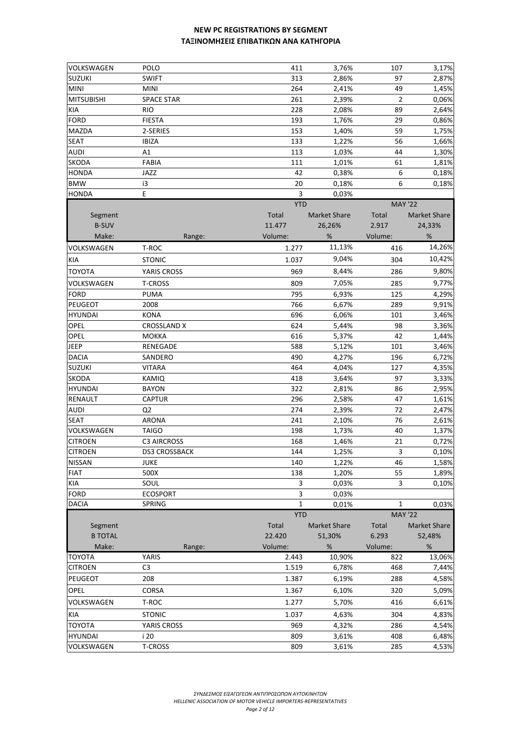# NEW PC REGISTRATIONS BY SEGMENT
# ΤΑΞΙΝΟΜΗΣΕΙΣ ΕΠΙΒΑΤΙΚΩΝ ΑΝΑ ΚΑΤΗΓΟΡΙΑ

| | | | | | |
|---|---|---|---|---|---|
| VOLKSWAGEN | POLO | 411 | 3,76% | 107 | 3,17% |
| SUZUKI | SWIFT | 313 | 2,86% | 97 | 2,87% |
| MINI | MINI | 264 | 2,41% | 49 | 1,45% |
| MITSUBISHI | SPACE STAR | 261 | 2,39% | 2 | 0,06% |
| KIA | RIO | 228 | 2,08% | 89 | 2,64% |
| FORD | FIESTA | 193 | 1,76% | 29 | 0,86% |
| MAZDA | 2-SERIES | 153 | 1,40% | 59 | 1,75% |
| SEAT | IBIZA | 133 | 1,22% | 56 | 1,66% |
| AUDI | A1 | 113 | 1,03% | 44 | 1,30% |
| SKODA | FABIA | 111 | 1,01% | 61 | 1,81% |
| HONDA | JAZZ | 42 | 0,38% | 6 | 0,18% |
| BMW | i3 | 20 | 0,18% | 6 | 0,18% |
| HONDA | E | 3 | 0,03% | | |

| | | YTD | | MAY '22 | |
|---|---|---|---|---|---|
| Segment | | Total | Market Share | Total | Market Share |
| B-SUV | | 11.477 | 26,26% | 2.917 | 24,33% |
| Make: | Range: | Volume: | % | Volume: | % |
| VOLKSWAGEN | T-ROC | 1.277 | 11,13% | 416 | 14,26% |
| KIA | STONIC | 1.037 | 9,04% | 304 | 10,42% |
| TOYOTA | YARIS CROSS | 969 | 8,44% | 286 | 9,80% |
| VOLKSWAGEN | T-CROSS | 809 | 7,05% | 285 | 9,77% |
| FORD | PUMA | 795 | 6,93% | 125 | 4,29% |
| PEUGEOT | 2008 | 766 | 6,67% | 289 | 9,91% |
| HYUNDAI | KONA | 696 | 6,06% | 101 | 3,46% |
| OPEL | CROSSLAND X | 624 | 5,44% | 98 | 3,36% |
| OPEL | MOKKA | 616 | 5,37% | 42 | 1,44% |
| JEEP | RENEGADE | 588 | 5,12% | 101 | 3,46% |
| DACIA | SANDERO | 490 | 4,27% | 196 | 6,72% |
| SUZUKI | VITARA | 464 | 4,04% | 127 | 4,35% |
| SKODA | KAMIQ | 418 | 3,64% | 97 | 3,33% |
| HYUNDAI | BAYON | 322 | 2,81% | 86 | 2,95% |
| RENAULT | CAPTUR | 296 | 2,58% | 47 | 1,61% |
| AUDI | Q2 | 274 | 2,39% | 72 | 2,47% |
| SEAT | ARONA | 241 | 2,10% | 76 | 2,61% |
| VOLKSWAGEN | TAIGO | 198 | 1,73% | 40 | 1,37% |
| CITROEN | C3 AIRCROSS | 168 | 1,46% | 21 | 0,72% |
| CITROEN | DS3 CROSSBACK | 144 | 1,25% | 3 | 0,10% |
| NISSAN | JUKE | 140 | 1,22% | 46 | 1,58% |
| FIAT | 500X | 138 | 1,20% | 55 | 1,89% |
| KIA | SOUL | 3 | 0,03% | 3 | 0,10% |
| FORD | ECOSPORT | 3 | 0,03% | | |
| DACIA | SPRING | 1 | 0,01% | 1 | 0,03% |

| | | YTD | | MAY '22 | |
|---|---|---|---|---|---|
| Segment | | Total | Market Share | Total | Market Share |
| B TOTAL | | 22.420 | 51,30% | 6.293 | 52,48% |
| Make: | Range: | Volume: | % | Volume: | % |
| TOYOTA | YARIS | 2.443 | 10,90% | 822 | 13,06% |
| CITROEN | C3 | 1.519 | 6,78% | 468 | 7,44% |
| PEUGEOT | 208 | 1.387 | 6,19% | 288 | 4,58% |
| OPEL | CORSA | 1.367 | 6,10% | 320 | 5,09% |
| VOLKSWAGEN | T-ROC | 1.277 | 5,70% | 416 | 6,61% |
| KIA | STONIC | 1.037 | 4,63% | 304 | 4,83% |
| TOYOTA | YARIS CROSS | 969 | 4,32% | 286 | 4,54% |
| HYUNDAI | i 20 | 809 | 3,61% | 408 | 6,48% |
| VOLKSWAGEN | T-CROSS | 809 | 3,61% | 285 | 4,53% |

*ΣΥΝΔΕΣΜΟΣ ΕΙΣΑΓΩΓΕΩΝ ΑΝΤΙΠΡΟΣΩΠΩΝ ΑΥΤΟΚΙΝΗΤΩΝ*
*HELLENIC ASSOCIATION OF MOTOR VEHICLE IMPORTERS-REPRESENTATIVES*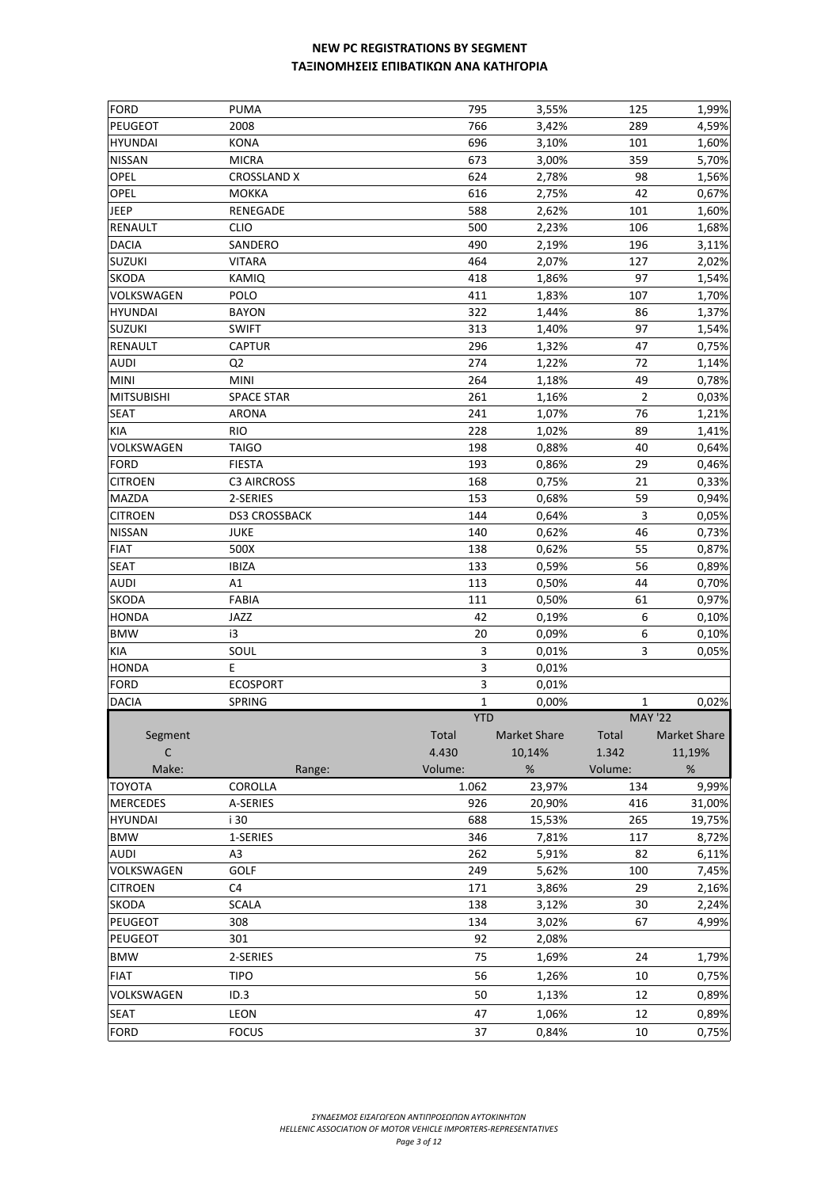# NEW PC REGISTRATIONS BY SEGMENT
# ΤΑΞΙΝΟΜΗΣΕΙΣ ΕΠΙΒΑΤΙΚΩΝ ΑΝΑ ΚΑΤΗΓΟΡΙΑ

| | | | | | |
|---|---|---|---|---|---|
| FORD | PUMA | 795 | 3,55% | 125 | 1,99% |
| PEUGEOT | 2008 | 766 | 3,42% | 289 | 4,59% |
| HYUNDAI | KONA | 696 | 3,10% | 101 | 1,60% |
| NISSAN | MICRA | 673 | 3,00% | 359 | 5,70% |
| OPEL | CROSSLAND X | 624 | 2,78% | 98 | 1,56% |
| OPEL | MOKKA | 616 | 2,75% | 42 | 0,67% |
| JEEP | RENEGADE | 588 | 2,62% | 101 | 1,60% |
| RENAULT | CLIO | 500 | 2,23% | 106 | 1,68% |
| DACIA | SANDERO | 490 | 2,19% | 196 | 3,11% |
| SUZUKI | VITARA | 464 | 2,07% | 127 | 2,02% |
| SKODA | KAMIQ | 418 | 1,86% | 97 | 1,54% |
| VOLKSWAGEN | POLO | 411 | 1,83% | 107 | 1,70% |
| HYUNDAI | BAYON | 322 | 1,44% | 86 | 1,37% |
| SUZUKI | SWIFT | 313 | 1,40% | 97 | 1,54% |
| RENAULT | CAPTUR | 296 | 1,32% | 47 | 0,75% |
| AUDI | Q2 | 274 | 1,22% | 72 | 1,14% |
| MINI | MINI | 264 | 1,18% | 49 | 0,78% |
| MITSUBISHI | SPACE STAR | 261 | 1,16% | 2 | 0,03% |
| SEAT | ARONA | 241 | 1,07% | 76 | 1,21% |
| KIA | RIO | 228 | 1,02% | 89 | 1,41% |
| VOLKSWAGEN | TAIGO | 198 | 0,88% | 40 | 0,64% |
| FORD | FIESTA | 193 | 0,86% | 29 | 0,46% |
| CITROEN | C3 AIRCROSS | 168 | 0,75% | 21 | 0,33% |
| MAZDA | 2-SERIES | 153 | 0,68% | 59 | 0,94% |
| CITROEN | DS3 CROSSBACK | 144 | 0,64% | 3 | 0,05% |
| NISSAN | JUKE | 140 | 0,62% | 46 | 0,73% |
| FIAT | 500X | 138 | 0,62% | 55 | 0,87% |
| SEAT | IBIZA | 133 | 0,59% | 56 | 0,89% |
| AUDI | A1 | 113 | 0,50% | 44 | 0,70% |
| SKODA | FABIA | 111 | 0,50% | 61 | 0,97% |
| HONDA | JAZZ | 42 | 0,19% | 6 | 0,10% |
| BMW | i3 | 20 | 0,09% | 6 | 0,10% |
| KIA | SOUL | 3 | 0,01% | 3 | 0,05% |
| HONDA | E | 3 | 0,01% | | |
| FORD | ECOSPORT | 3 | 0,01% | | |
| DACIA | SPRING | 1 | 0,00% | 1 | 0,02% |

| | | YTD | | MAY '22 | |
|---|---|---|---|---|---|
| Segment | | Total | Market Share | Total | Market Share |
| C | | 4.430 | 10,14% | 1.342 | 11,19% |
| Make: | Range: | Volume: | % | Volume: | % |
| TOYOTA | COROLLA | 1.062 | 23,97% | 134 | 9,99% |
| MERCEDES | A-SERIES | 926 | 20,90% | 416 | 31,00% |
| HYUNDAI | i 30 | 688 | 15,53% | 265 | 19,75% |
| BMW | 1-SERIES | 346 | 7,81% | 117 | 8,72% |
| AUDI | A3 | 262 | 5,91% | 82 | 6,11% |
| VOLKSWAGEN | GOLF | 249 | 5,62% | 100 | 7,45% |
| CITROEN | C4 | 171 | 3,86% | 29 | 2,16% |
| SKODA | SCALA | 138 | 3,12% | 30 | 2,24% |
| PEUGEOT | 308 | 134 | 3,02% | 67 | 4,99% |
| PEUGEOT | 301 | 92 | 2,08% | | |
| BMW | 2-SERIES | 75 | 1,69% | 24 | 1,79% |
| FIAT | TIPO | 56 | 1,26% | 10 | 0,75% |
| VOLKSWAGEN | ID.3 | 50 | 1,13% | 12 | 0,89% |
| SEAT | LEON | 47 | 1,06% | 12 | 0,89% |
| FORD | FOCUS | 37 | 0,84% | 10 | 0,75% |

*ΣΥΝΔΕΣΜΟΣ ΕΙΣΑΓΩΓΕΩΝ ΑΝΤΙΠΡΟΣΩΠΩΝ ΑΥΤΟΚΙΝΗΤΩΝ*
*HELLENIC ASSOCIATION OF MOTOR VEHICLE IMPORTERS-REPRESENTATIVES*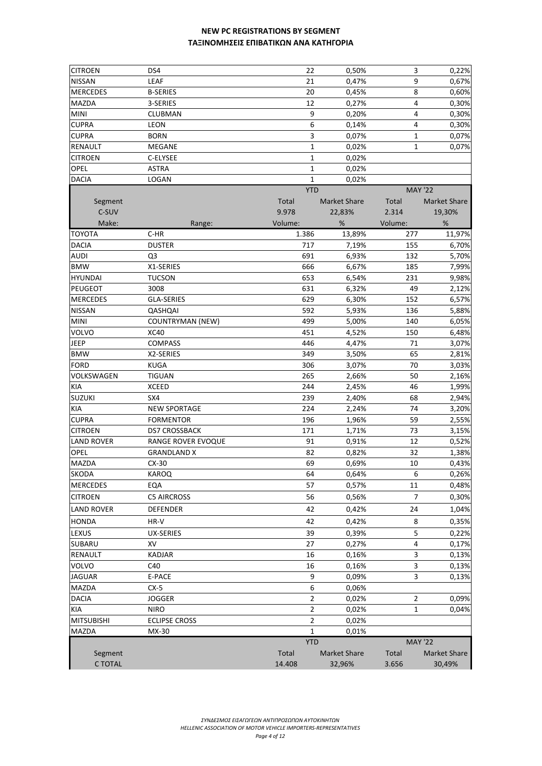# NEW PC REGISTRATIONS BY SEGMENT
# ΤΑΞΙΝΟΜΗΣΕΙΣ ΕΠΙΒΑΤΙΚΩΝ ΑΝΑ ΚΑΤΗΓΟΡΙΑ

| | | | | | |
|---|---|---|---|---|---|
| CITROEN | DS4 | 22 | 0,50% | 3 | 0,22% |
| NISSAN | LEAF | 21 | 0,47% | 9 | 0,67% |
| MERCEDES | B-SERIES | 20 | 0,45% | 8 | 0,60% |
| MAZDA | 3-SERIES | 12 | 0,27% | 4 | 0,30% |
| MINI | CLUBMAN | 9 | 0,20% | 4 | 0,30% |
| CUPRA | LEON | 6 | 0,14% | 4 | 0,30% |
| CUPRA | BORN | 3 | 0,07% | 1 | 0,07% |
| RENAULT | MEGANE | 1 | 0,02% | 1 | 0,07% |
| CITROEN | C-ELYSEE | 1 | 0,02% | | |
| OPEL | ASTRA | 1 | 0,02% | | |
| DACIA | LOGAN | 1 | 0,02% | | |

| | | YTD | | MAY '22 | |
|---|---|---|---|---|---|
| Segment | | Total | Market Share | Total | Market Share |
| C-SUV | | 9.978 | 22,83% | 2.314 | 19,30% |
| Make: | Range: | Volume: | % | Volume: | % |
| TOYOTA | C-HR | 1.386 | 13,89% | 277 | 11,97% |
| DACIA | DUSTER | 717 | 7,19% | 155 | 6,70% |
| AUDI | Q3 | 691 | 6,93% | 132 | 5,70% |
| BMW | X1-SERIES | 666 | 6,67% | 185 | 7,99% |
| HYUNDAI | TUCSON | 653 | 6,54% | 231 | 9,98% |
| PEUGEOT | 3008 | 631 | 6,32% | 49 | 2,12% |
| MERCEDES | GLA-SERIES | 629 | 6,30% | 152 | 6,57% |
| NISSAN | QASHQAI | 592 | 5,93% | 136 | 5,88% |
| MINI | COUNTRYMAN (NEW) | 499 | 5,00% | 140 | 6,05% |
| VOLVO | XC40 | 451 | 4,52% | 150 | 6,48% |
| JEEP | COMPASS | 446 | 4,47% | 71 | 3,07% |
| BMW | X2-SERIES | 349 | 3,50% | 65 | 2,81% |
| FORD | KUGA | 306 | 3,07% | 70 | 3,03% |
| VOLKSWAGEN | TIGUAN | 265 | 2,66% | 50 | 2,16% |
| KIA | XCEED | 244 | 2,45% | 46 | 1,99% |
| SUZUKI | SX4 | 239 | 2,40% | 68 | 2,94% |
| KIA | NEW SPORTAGE | 224 | 2,24% | 74 | 3,20% |
| CUPRA | FORMENTOR | 196 | 1,96% | 59 | 2,55% |
| CITROEN | DS7 CROSSBACK | 171 | 1,71% | 73 | 3,15% |
| LAND ROVER | RANGE ROVER EVOQUE | 91 | 0,91% | 12 | 0,52% |
| OPEL | GRANDLAND X | 82 | 0,82% | 32 | 1,38% |
| MAZDA | CX-30 | 69 | 0,69% | 10 | 0,43% |
| SKODA | KAROQ | 64 | 0,64% | 6 | 0,26% |
| MERCEDES | EQA | 57 | 0,57% | 11 | 0,48% |
| CITROEN | C5 AIRCROSS | 56 | 0,56% | 7 | 0,30% |
| LAND ROVER | DEFENDER | 42 | 0,42% | 24 | 1,04% |
| HONDA | HR-V | 42 | 0,42% | 8 | 0,35% |
| LEXUS | UX-SERIES | 39 | 0,39% | 5 | 0,22% |
| SUBARU | XV | 27 | 0,27% | 4 | 0,17% |
| RENAULT | KADJAR | 16 | 0,16% | 3 | 0,13% |
| VOLVO | C40 | 16 | 0,16% | 3 | 0,13% |
| JAGUAR | E-PACE | 9 | 0,09% | 3 | 0,13% |
| MAZDA | CX-5 | 6 | 0,06% | | |
| DACIA | JOGGER | 2 | 0,02% | 2 | 0,09% |
| KIA | NIRO | 2 | 0,02% | 1 | 0,04% |
| MITSUBISHI | ECLIPSE CROSS | 2 | 0,02% | | |
| MAZDA | MX-30 | 1 | 0,01% | | |

| | | YTD | | MAY '22 | |
|---|---|---|---|---|---|
| Segment | | Total | Market Share | Total | Market Share |
| C TOTAL | | 14.408 | 32,96% | 3.656 | 30,49% |

*ΣΥΝΔΕΣΜΟΣ ΕΙΣΑΓΩΓΕΩΝ ΑΝΤΙΠΡΟΣΩΠΩΝ ΑΥΤΟΚΙΝΗΤΩΝ*
*HELLENIC ASSOCIATION OF MOTOR VEHICLE IMPORTERS-REPRESENTATIVES*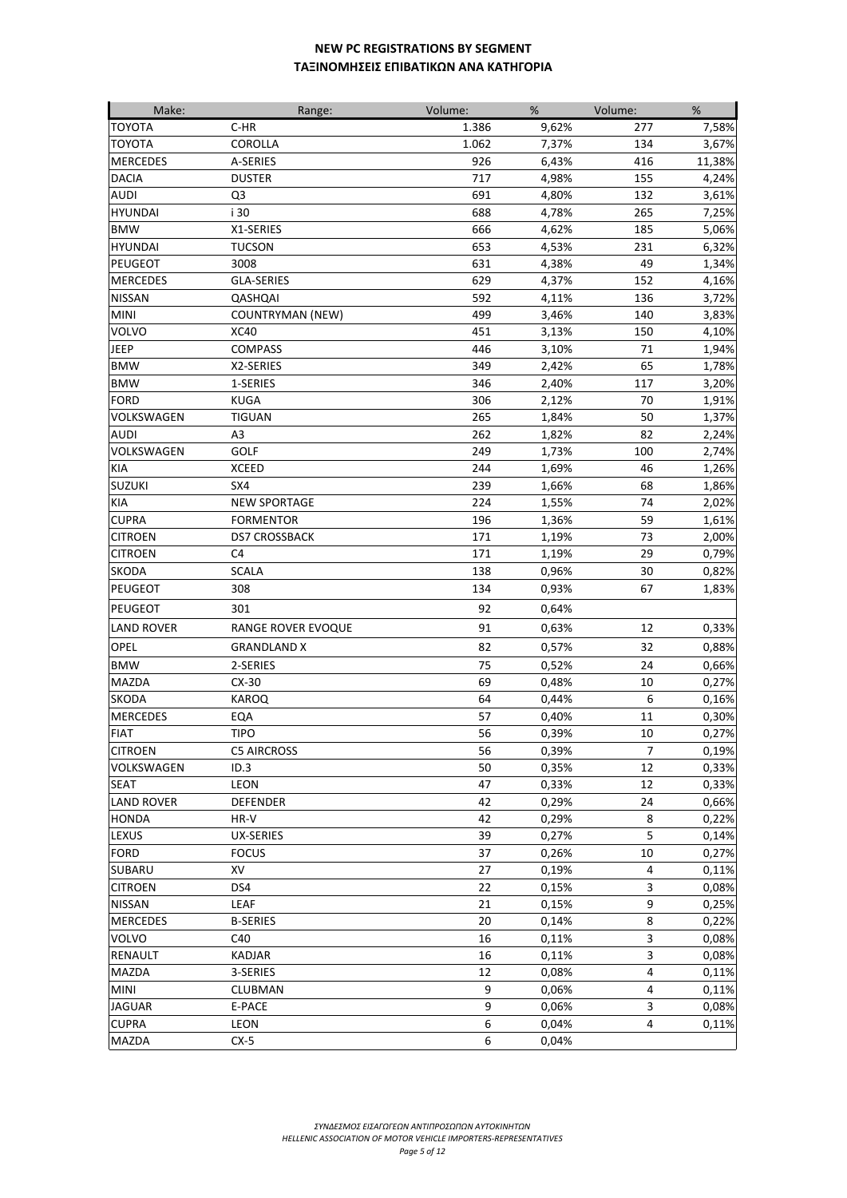## NEW PC REGISTRATIONS BY SEGMENT
## ΤΑΞΙΝΟΜΗΣΕΙΣ ΕΠΙΒΑΤΙΚΩΝ ΑΝΑ ΚΑΤΗΓΟΡΙΑ

| Make: | Range: | Volume: | % | Volume: | % |
|---|---|---|---|---|---|
| TOYOTA | C-HR | 1.386 | 9,62% | 277 | 7,58% |
| TOYOTA | COROLLA | 1.062 | 7,37% | 134 | 3,67% |
| MERCEDES | A-SERIES | 926 | 6,43% | 416 | 11,38% |
| DACIA | DUSTER | 717 | 4,98% | 155 | 4,24% |
| AUDI | Q3 | 691 | 4,80% | 132 | 3,61% |
| HYUNDAI | i 30 | 688 | 4,78% | 265 | 7,25% |
| BMW | X1-SERIES | 666 | 4,62% | 185 | 5,06% |
| HYUNDAI | TUCSON | 653 | 4,53% | 231 | 6,32% |
| PEUGEOT | 3008 | 631 | 4,38% | 49 | 1,34% |
| MERCEDES | GLA-SERIES | 629 | 4,37% | 152 | 4,16% |
| NISSAN | QASHQAI | 592 | 4,11% | 136 | 3,72% |
| MINI | COUNTRYMAN (NEW) | 499 | 3,46% | 140 | 3,83% |
| VOLVO | XC40 | 451 | 3,13% | 150 | 4,10% |
| JEEP | COMPASS | 446 | 3,10% | 71 | 1,94% |
| BMW | X2-SERIES | 349 | 2,42% | 65 | 1,78% |
| BMW | 1-SERIES | 346 | 2,40% | 117 | 3,20% |
| FORD | KUGA | 306 | 2,12% | 70 | 1,91% |
| VOLKSWAGEN | TIGUAN | 265 | 1,84% | 50 | 1,37% |
| AUDI | A3 | 262 | 1,82% | 82 | 2,24% |
| VOLKSWAGEN | GOLF | 249 | 1,73% | 100 | 2,74% |
| KIA | XCEED | 244 | 1,69% | 46 | 1,26% |
| SUZUKI | SX4 | 239 | 1,66% | 68 | 1,86% |
| KIA | NEW SPORTAGE | 224 | 1,55% | 74 | 2,02% |
| CUPRA | FORMENTOR | 196 | 1,36% | 59 | 1,61% |
| CITROEN | DS7 CROSSBACK | 171 | 1,19% | 73 | 2,00% |
| CITROEN | C4 | 171 | 1,19% | 29 | 0,79% |
| SKODA | SCALA | 138 | 0,96% | 30 | 0,82% |
| PEUGEOT | 308 | 134 | 0,93% | 67 | 1,83% |
| PEUGEOT | 301 | 92 | 0,64% | | |
| LAND ROVER | RANGE ROVER EVOQUE | 91 | 0,63% | 12 | 0,33% |
| OPEL | GRANDLAND X | 82 | 0,57% | 32 | 0,88% |
| BMW | 2-SERIES | 75 | 0,52% | 24 | 0,66% |
| MAZDA | CX-30 | 69 | 0,48% | 10 | 0,27% |
| SKODA | KAROQ | 64 | 0,44% | 6 | 0,16% |
| MERCEDES | EQA | 57 | 0,40% | 11 | 0,30% |
| FIAT | TIPO | 56 | 0,39% | 10 | 0,27% |
| CITROEN | C5 AIRCROSS | 56 | 0,39% | 7 | 0,19% |
| VOLKSWAGEN | ID.3 | 50 | 0,35% | 12 | 0,33% |
| SEAT | LEON | 47 | 0,33% | 12 | 0,33% |
| LAND ROVER | DEFENDER | 42 | 0,29% | 24 | 0,66% |
| HONDA | HR-V | 42 | 0,29% | 8 | 0,22% |
| LEXUS | UX-SERIES | 39 | 0,27% | 5 | 0,14% |
| FORD | FOCUS | 37 | 0,26% | 10 | 0,27% |
| SUBARU | XV | 27 | 0,19% | 4 | 0,11% |
| CITROEN | DS4 | 22 | 0,15% | 3 | 0,08% |
| NISSAN | LEAF | 21 | 0,15% | 9 | 0,25% |
| MERCEDES | B-SERIES | 20 | 0,14% | 8 | 0,22% |
| VOLVO | C40 | 16 | 0,11% | 3 | 0,08% |
| RENAULT | KADJAR | 16 | 0,11% | 3 | 0,08% |
| MAZDA | 3-SERIES | 12 | 0,08% | 4 | 0,11% |
| MINI | CLUBMAN | 9 | 0,06% | 4 | 0,11% |
| JAGUAR | E-PACE | 9 | 0,06% | 3 | 0,08% |
| CUPRA | LEON | 6 | 0,04% | 4 | 0,11% |
| MAZDA | CX-5 | 6 | 0,04% | | |

*ΣΥΝΔΕΣΜΟΣ ΕΙΣΑΓΩΓΕΩΝ ΑΝΤΙΠΡΟΣΩΠΩΝ ΑΥΤΟΚΙΝΗΤΩΝ*
*HELLENIC ASSOCIATION OF MOTOR VEHICLE IMPORTERS-REPRESENTATIVES*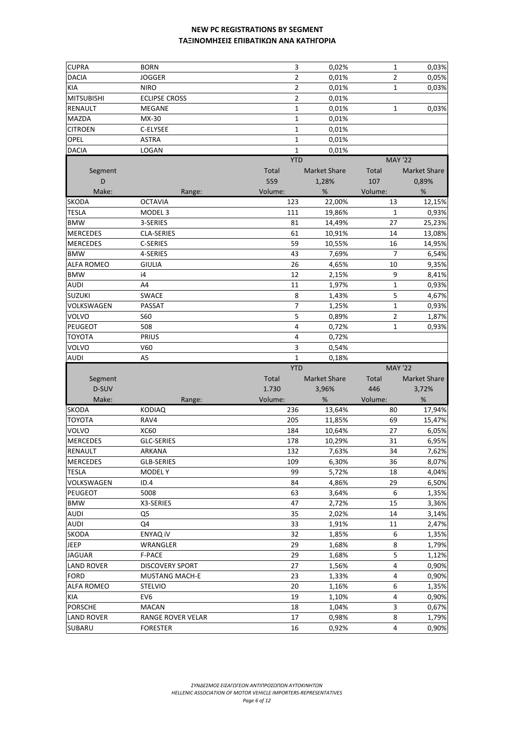# NEW PC REGISTRATIONS BY SEGMENT
# ΤΑΞΙΝΟΜΗΣΕΙΣ ΕΠΙΒΑΤΙΚΩΝ ΑΝΑ ΚΑΤΗΓΟΡΙΑ

| | | | | | |
|---|---|---|---|---|---|
| CUPRA | BORN | 3 | 0,02% | 1 | 0,03% |
| DACIA | JOGGER | 2 | 0,01% | 2 | 0,05% |
| KIA | NIRO | 2 | 0,01% | 1 | 0,03% |
| MITSUBISHI | ECLIPSE CROSS | 2 | 0,01% | | |
| RENAULT | MEGANE | 1 | 0,01% | 1 | 0,03% |
| MAZDA | MX-30 | 1 | 0,01% | | |
| CITROEN | C-ELYSEE | 1 | 0,01% | | |
| OPEL | ASTRA | 1 | 0,01% | | |
| DACIA | LOGAN | 1 | 0,01% | | |

| | | YTD | | MAY '22 | |
|---|---|---|---|---|---|
| Segment | | Total | Market Share | Total | Market Share |
| D | | 559 | 1,28% | 107 | 0,89% |
| Make: | Range: | Volume: | % | Volume: | % |
| SKODA | OCTAVIA | 123 | 22,00% | 13 | 12,15% |
| TESLA | MODEL 3 | 111 | 19,86% | 1 | 0,93% |
| BMW | 3-SERIES | 81 | 14,49% | 27 | 25,23% |
| MERCEDES | CLA-SERIES | 61 | 10,91% | 14 | 13,08% |
| MERCEDES | C-SERIES | 59 | 10,55% | 16 | 14,95% |
| BMW | 4-SERIES | 43 | 7,69% | 7 | 6,54% |
| ALFA ROMEO | GIULIA | 26 | 4,65% | 10 | 9,35% |
| BMW | i4 | 12 | 2,15% | 9 | 8,41% |
| AUDI | A4 | 11 | 1,97% | 1 | 0,93% |
| SUZUKI | SWACE | 8 | 1,43% | 5 | 4,67% |
| VOLKSWAGEN | PASSAT | 7 | 1,25% | 1 | 0,93% |
| VOLVO | S60 | 5 | 0,89% | 2 | 1,87% |
| PEUGEOT | 508 | 4 | 0,72% | 1 | 0,93% |
| TOYOTA | PRIUS | 4 | 0,72% | | |
| VOLVO | V60 | 3 | 0,54% | | |
| AUDI | A5 | 1 | 0,18% | | |

| | | YTD | | MAY '22 | |
|---|---|---|---|---|---|
| Segment | | Total | Market Share | Total | Market Share |
| D-SUV | | 1.730 | 3,96% | 446 | 3,72% |
| Make: | Range: | Volume: | % | Volume: | % |
| SKODA | KODIAQ | 236 | 13,64% | 80 | 17,94% |
| TOYOTA | RAV4 | 205 | 11,85% | 69 | 15,47% |
| VOLVO | XC60 | 184 | 10,64% | 27 | 6,05% |
| MERCEDES | GLC-SERIES | 178 | 10,29% | 31 | 6,95% |
| RENAULT | ARKANA | 132 | 7,63% | 34 | 7,62% |
| MERCEDES | GLB-SERIES | 109 | 6,30% | 36 | 8,07% |
| TESLA | MODEL Y | 99 | 5,72% | 18 | 4,04% |
| VOLKSWAGEN | ID.4 | 84 | 4,86% | 29 | 6,50% |
| PEUGEOT | 5008 | 63 | 3,64% | 6 | 1,35% |
| BMW | X3-SERIES | 47 | 2,72% | 15 | 3,36% |
| AUDI | Q5 | 35 | 2,02% | 14 | 3,14% |
| AUDI | Q4 | 33 | 1,91% | 11 | 2,47% |
| SKODA | ENYAQ iV | 32 | 1,85% | 6 | 1,35% |
| JEEP | WRANGLER | 29 | 1,68% | 8 | 1,79% |
| JAGUAR | F-PACE | 29 | 1,68% | 5 | 1,12% |
| LAND ROVER | DISCOVERY SPORT | 27 | 1,56% | 4 | 0,90% |
| FORD | MUSTANG MACH-E | 23 | 1,33% | 4 | 0,90% |
| ALFA ROMEO | STELVIO | 20 | 1,16% | 6 | 1,35% |
| KIA | EV6 | 19 | 1,10% | 4 | 0,90% |
| PORSCHE | MACAN | 18 | 1,04% | 3 | 0,67% |
| LAND ROVER | RANGE ROVER VELAR | 17 | 0,98% | 8 | 1,79% |
| SUBARU | FORESTER | 16 | 0,92% | 4 | 0,90% |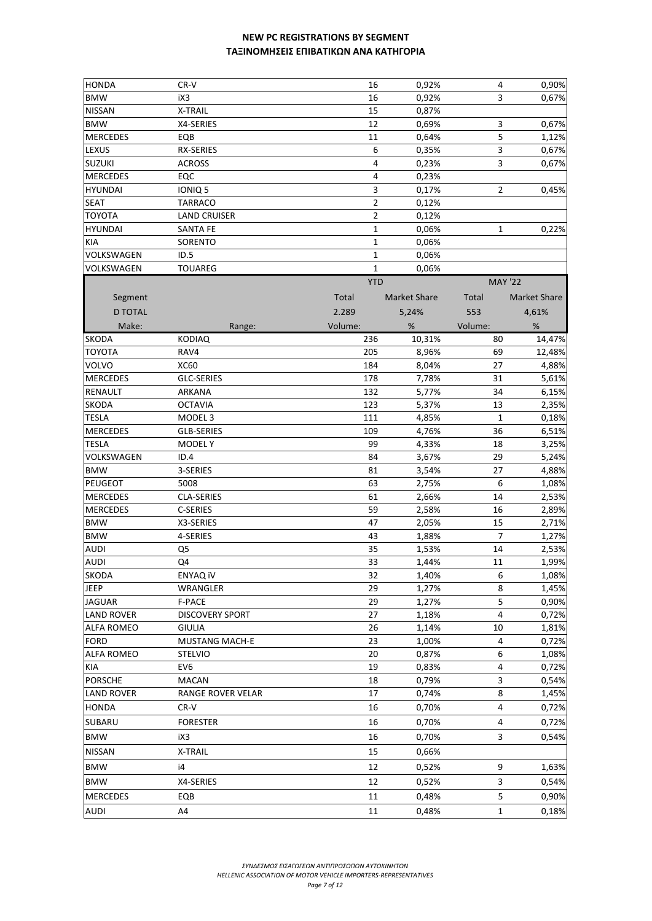## NEW PC REGISTRATIONS BY SEGMENT
## ΤΑΞΙΝΟΜΗΣΕΙΣ ΕΠΙΒΑΤΙΚΩΝ ΑΝΑ ΚΑΤΗΓΟΡΙΑ

| | | | | | |
|---|---|---|---|---|---|
| HONDA | CR-V | 16 | 0,92% | 4 | 0,90% |
| BMW | iX3 | 16 | 0,92% | 3 | 0,67% |
| NISSAN | X-TRAIL | 15 | 0,87% | | |
| BMW | X4-SERIES | 12 | 0,69% | 3 | 0,67% |
| MERCEDES | EQB | 11 | 0,64% | 5 | 1,12% |
| LEXUS | RX-SERIES | 6 | 0,35% | 3 | 0,67% |
| SUZUKI | ACROSS | 4 | 0,23% | 3 | 0,67% |
| MERCEDES | EQC | 4 | 0,23% | | |
| HYUNDAI | IONIQ 5 | 3 | 0,17% | 2 | 0,45% |
| SEAT | TARRACO | 2 | 0,12% | | |
| TOYOTA | LAND CRUISER | 2 | 0,12% | | |
| HYUNDAI | SANTA FE | 1 | 0,06% | 1 | 0,22% |
| KIA | SORENTO | 1 | 0,06% | | |
| VOLKSWAGEN | ID.5 | 1 | 0,06% | | |
| VOLKSWAGEN | TOUAREG | 1 | 0,06% | | |

| | | YTD | | MAY '22 | |
|---|---|---|---|---|---|
| Segment | | Total | Market Share | Total | Market Share |
| D TOTAL | | 2.289 | 5,24% | 553 | 4,61% |
| Make: | Range: | Volume: | % | Volume: | % |
| SKODA | KODIAQ | 236 | 10,31% | 80 | 14,47% |
| TOYOTA | RAV4 | 205 | 8,96% | 69 | 12,48% |
| VOLVO | XC60 | 184 | 8,04% | 27 | 4,88% |
| MERCEDES | GLC-SERIES | 178 | 7,78% | 31 | 5,61% |
| RENAULT | ARKANA | 132 | 5,77% | 34 | 6,15% |
| SKODA | OCTAVIA | 123 | 5,37% | 13 | 2,35% |
| TESLA | MODEL 3 | 111 | 4,85% | 1 | 0,18% |
| MERCEDES | GLB-SERIES | 109 | 4,76% | 36 | 6,51% |
| TESLA | MODEL Y | 99 | 4,33% | 18 | 3,25% |
| VOLKSWAGEN | ID.4 | 84 | 3,67% | 29 | 5,24% |
| BMW | 3-SERIES | 81 | 3,54% | 27 | 4,88% |
| PEUGEOT | 5008 | 63 | 2,75% | 6 | 1,08% |
| MERCEDES | CLA-SERIES | 61 | 2,66% | 14 | 2,53% |
| MERCEDES | C-SERIES | 59 | 2,58% | 16 | 2,89% |
| BMW | X3-SERIES | 47 | 2,05% | 15 | 2,71% |
| BMW | 4-SERIES | 43 | 1,88% | 7 | 1,27% |
| AUDI | Q5 | 35 | 1,53% | 14 | 2,53% |
| AUDI | Q4 | 33 | 1,44% | 11 | 1,99% |
| SKODA | ENYAQ iV | 32 | 1,40% | 6 | 1,08% |
| JEEP | WRANGLER | 29 | 1,27% | 8 | 1,45% |
| JAGUAR | F-PACE | 29 | 1,27% | 5 | 0,90% |
| LAND ROVER | DISCOVERY SPORT | 27 | 1,18% | 4 | 0,72% |
| ALFA ROMEO | GIULIA | 26 | 1,14% | 10 | 1,81% |
| FORD | MUSTANG MACH-E | 23 | 1,00% | 4 | 0,72% |
| ALFA ROMEO | STELVIO | 20 | 0,87% | 6 | 1,08% |
| KIA | EV6 | 19 | 0,83% | 4 | 0,72% |
| PORSCHE | MACAN | 18 | 0,79% | 3 | 0,54% |
| LAND ROVER | RANGE ROVER VELAR | 17 | 0,74% | 8 | 1,45% |
| HONDA | CR-V | 16 | 0,70% | 4 | 0,72% |
| SUBARU | FORESTER | 16 | 0,70% | 4 | 0,72% |
| BMW | iX3 | 16 | 0,70% | 3 | 0,54% |
| NISSAN | X-TRAIL | 15 | 0,66% | | |
| BMW | i4 | 12 | 0,52% | 9 | 1,63% |
| BMW | X4-SERIES | 12 | 0,52% | 3 | 0,54% |
| MERCEDES | EQB | 11 | 0,48% | 5 | 0,90% |
| AUDI | A4 | 11 | 0,48% | 1 | 0,18% |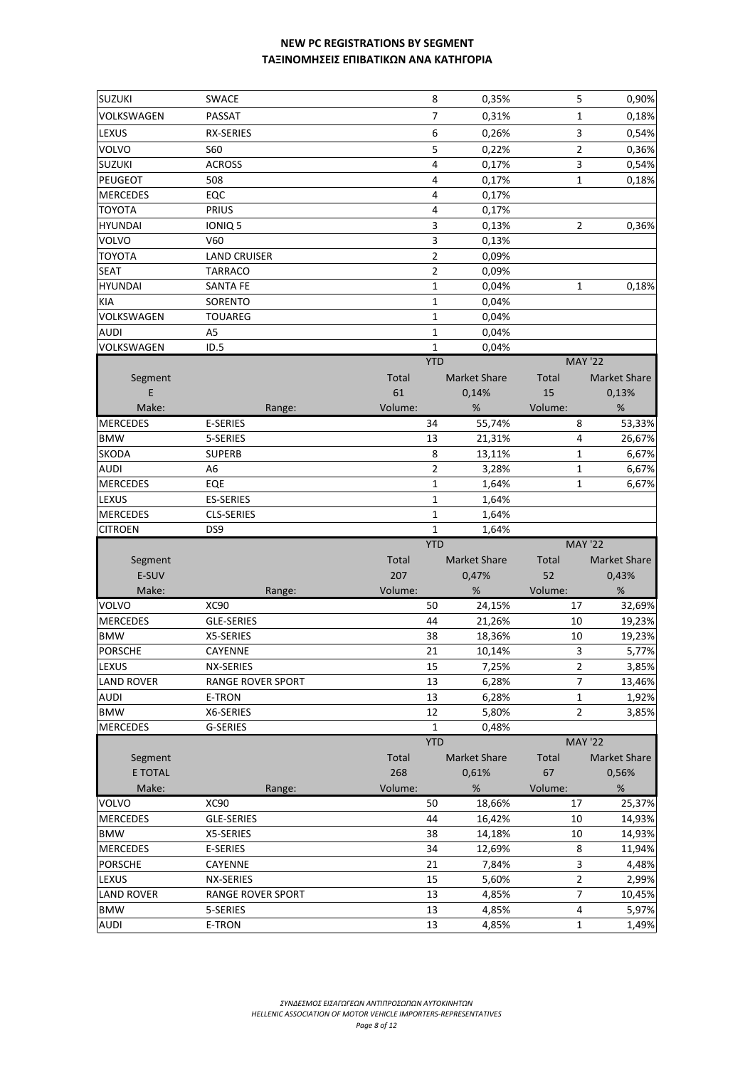## NEW PC REGISTRATIONS BY SEGMENT
## ΤΑΞΙΝΟΜΗΣΕΙΣ ΕΠΙΒΑΤΙΚΩΝ ΑΝΑ ΚΑΤΗΓΟΡΙΑ

| | | | | | |
|---|---|---|---|---|---|
| SUZUKI | SWACE | 8 | 0,35% | 5 | 0,90% |
| VOLKSWAGEN | PASSAT | 7 | 0,31% | 1 | 0,18% |
| LEXUS | RX-SERIES | 6 | 0,26% | 3 | 0,54% |
| VOLVO | S60 | 5 | 0,22% | 2 | 0,36% |
| SUZUKI | ACROSS | 4 | 0,17% | 3 | 0,54% |
| PEUGEOT | 508 | 4 | 0,17% | 1 | 0,18% |
| MERCEDES | EQC | 4 | 0,17% | | |
| TOYOTA | PRIUS | 4 | 0,17% | | |
| HYUNDAI | IONIQ 5 | 3 | 0,13% | 2 | 0,36% |
| VOLVO | V60 | 3 | 0,13% | | |
| TOYOTA | LAND CRUISER | 2 | 0,09% | | |
| SEAT | TARRACO | 2 | 0,09% | | |
| HYUNDAI | SANTA FE | 1 | 0,04% | 1 | 0,18% |
| KIA | SORENTO | 1 | 0,04% | | |
| VOLKSWAGEN | TOUAREG | 1 | 0,04% | | |
| AUDI | A5 | 1 | 0,04% | | |
| VOLKSWAGEN | ID.5 | 1 | 0,04% | | |

| | | YTD | | MAY '22 | |
|---|---|---|---|---|---|
| Segment | | Total | Market Share | Total | Market Share |
| E | | 61 | 0,14% | 15 | 0,13% |
| Make: | Range: | Volume: | % | Volume: | % |
| MERCEDES | E-SERIES | 34 | 55,74% | 8 | 53,33% |
| BMW | 5-SERIES | 13 | 21,31% | 4 | 26,67% |
| SKODA | SUPERB | 8 | 13,11% | 1 | 6,67% |
| AUDI | A6 | 2 | 3,28% | 1 | 6,67% |
| MERCEDES | EQE | 1 | 1,64% | 1 | 6,67% |
| LEXUS | ES-SERIES | 1 | 1,64% | | |
| MERCEDES | CLS-SERIES | 1 | 1,64% | | |
| CITROEN | DS9 | 1 | 1,64% | | |

| | | YTD | | MAY '22 | |
|---|---|---|---|---|---|
| Segment | | Total | Market Share | Total | Market Share |
| E-SUV | | 207 | 0,47% | 52 | 0,43% |
| Make: | Range: | Volume: | % | Volume: | % |
| VOLVO | XC90 | 50 | 24,15% | 17 | 32,69% |
| MERCEDES | GLE-SERIES | 44 | 21,26% | 10 | 19,23% |
| BMW | X5-SERIES | 38 | 18,36% | 10 | 19,23% |
| PORSCHE | CAYENNE | 21 | 10,14% | 3 | 5,77% |
| LEXUS | NX-SERIES | 15 | 7,25% | 2 | 3,85% |
| LAND ROVER | RANGE ROVER SPORT | 13 | 6,28% | 7 | 13,46% |
| AUDI | E-TRON | 13 | 6,28% | 1 | 1,92% |
| BMW | X6-SERIES | 12 | 5,80% | 2 | 3,85% |
| MERCEDES | G-SERIES | 1 | 0,48% | | |

| | | YTD | | MAY '22 | |
|---|---|---|---|---|---|
| Segment | | Total | Market Share | Total | Market Share |
| E TOTAL | | 268 | 0,61% | 67 | 0,56% |
| Make: | Range: | Volume: | % | Volume: | % |
| VOLVO | XC90 | 50 | 18,66% | 17 | 25,37% |
| MERCEDES | GLE-SERIES | 44 | 16,42% | 10 | 14,93% |
| BMW | X5-SERIES | 38 | 14,18% | 10 | 14,93% |
| MERCEDES | E-SERIES | 34 | 12,69% | 8 | 11,94% |
| PORSCHE | CAYENNE | 21 | 7,84% | 3 | 4,48% |
| LEXUS | NX-SERIES | 15 | 5,60% | 2 | 2,99% |
| LAND ROVER | RANGE ROVER SPORT | 13 | 4,85% | 7 | 10,45% |
| BMW | 5-SERIES | 13 | 4,85% | 4 | 5,97% |
| AUDI | E-TRON | 13 | 4,85% | 1 | 1,49% |

*ΣΥΝΔΕΣΜΟΣ ΕΙΣΑΓΩΓΕΩΝ ΑΝΤΙΠΡΟΣΩΠΩΝ ΑΥΤΟΚΙΝΗΤΩΝ*
*HELLENIC ASSOCIATION OF MOTOR VEHICLE IMPORTERS-REPRESENTATIVES*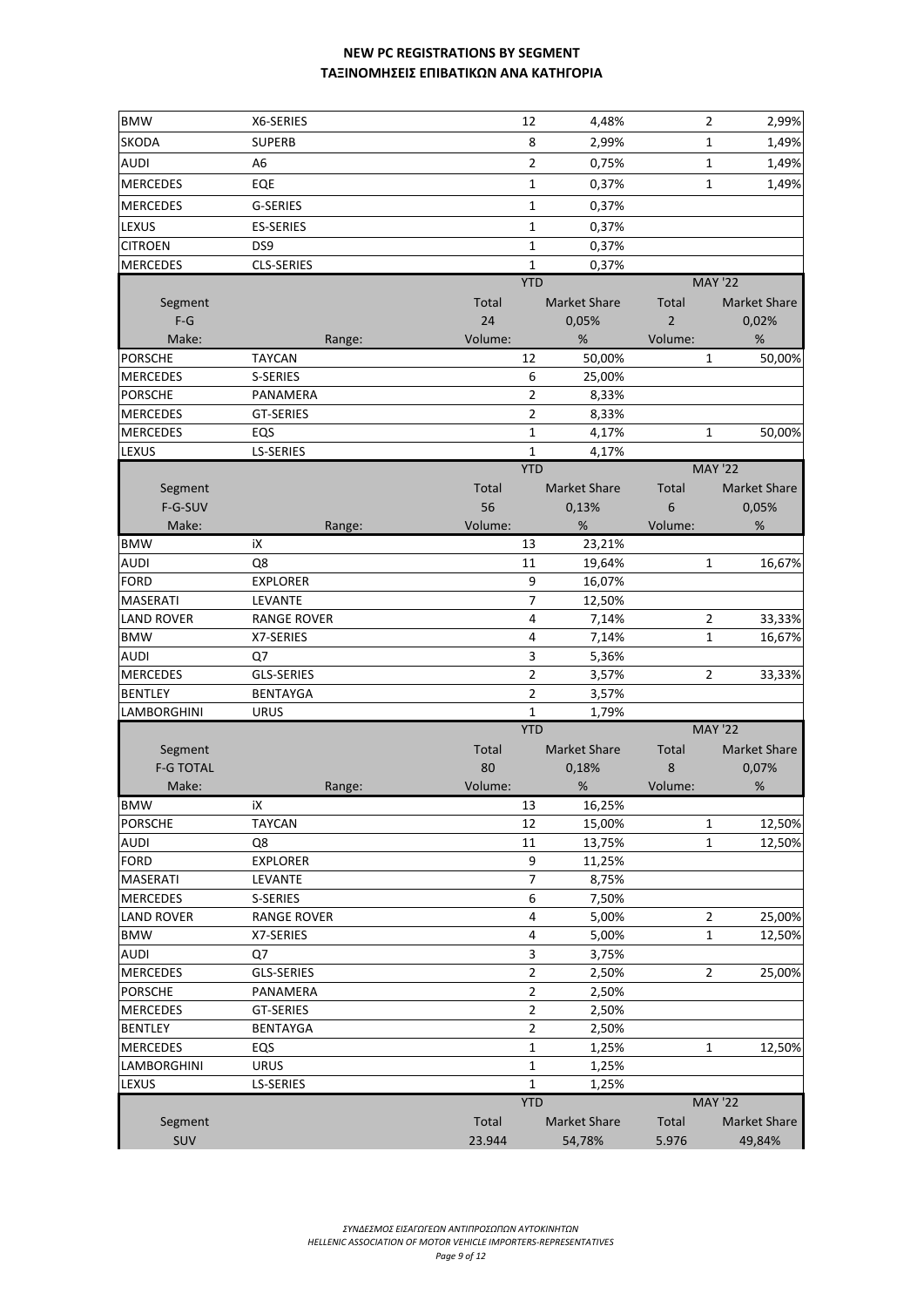# NEW PC REGISTRATIONS BY SEGMENT
# ΤΑΞΙΝΟΜΗΣΕΙΣ ΕΠΙΒΑΤΙΚΩΝ ΑΝΑ ΚΑΤΗΓΟΡΙΑ

| | | | | | |
|---|---|---|---|---|---|
| BMW | X6-SERIES | 12 | 4,48% | 2 | 2,99% |
| SKODA | SUPERB | 8 | 2,99% | 1 | 1,49% |
| AUDI | A6 | 2 | 0,75% | 1 | 1,49% |
| MERCEDES | EQE | 1 | 0,37% | 1 | 1,49% |
| MERCEDES | G-SERIES | 1 | 0,37% | | |
| LEXUS | ES-SERIES | 1 | 0,37% | | |
| CITROEN | DS9 | 1 | 0,37% | | |
| MERCEDES | CLS-SERIES | 1 | 0,37% | | |

| Segment | | YTD | | MAY '22 | |
|---|---|---|---|---|---|
| | | Total | Market Share | Total | Market Share |
| F-G | | 24 | 0,05% | 2 | 0,02% |
| Make: | Range: | Volume: | % | Volume: | % |
| PORSCHE | TAYCAN | 12 | 50,00% | 1 | 50,00% |
| MERCEDES | S-SERIES | 6 | 25,00% | | |
| PORSCHE | PANAMERA | 2 | 8,33% | | |
| MERCEDES | GT-SERIES | 2 | 8,33% | | |
| MERCEDES | EQS | 1 | 4,17% | 1 | 50,00% |
| LEXUS | LS-SERIES | 1 | 4,17% | | |

| Segment | | YTD | | MAY '22 | |
|---|---|---|---|---|---|
| | | Total | Market Share | Total | Market Share |
| F-G-SUV | | 56 | 0,13% | 6 | 0,05% |
| Make: | Range: | Volume: | % | Volume: | % |
| BMW | iX | 13 | 23,21% | | |
| AUDI | Q8 | 11 | 19,64% | 1 | 16,67% |
| FORD | EXPLORER | 9 | 16,07% | | |
| MASERATI | LEVANTE | 7 | 12,50% | | |
| LAND ROVER | RANGE ROVER | 4 | 7,14% | 2 | 33,33% |
| BMW | X7-SERIES | 4 | 7,14% | 1 | 16,67% |
| AUDI | Q7 | 3 | 5,36% | | |
| MERCEDES | GLS-SERIES | 2 | 3,57% | 2 | 33,33% |
| BENTLEY | BENTAYGA | 2 | 3,57% | | |
| LAMBORGHINI | URUS | 1 | 1,79% | | |

| Segment | | YTD | | MAY '22 | |
|---|---|---|---|---|---|
| | | Total | Market Share | Total | Market Share |
| F-G TOTAL | | 80 | 0,18% | 8 | 0,07% |
| Make: | Range: | Volume: | % | Volume: | % |
| BMW | iX | 13 | 16,25% | | |
| PORSCHE | TAYCAN | 12 | 15,00% | 1 | 12,50% |
| AUDI | Q8 | 11 | 13,75% | 1 | 12,50% |
| FORD | EXPLORER | 9 | 11,25% | | |
| MASERATI | LEVANTE | 7 | 8,75% | | |
| MERCEDES | S-SERIES | 6 | 7,50% | | |
| LAND ROVER | RANGE ROVER | 4 | 5,00% | 2 | 25,00% |
| BMW | X7-SERIES | 4 | 5,00% | 1 | 12,50% |
| AUDI | Q7 | 3 | 3,75% | | |
| MERCEDES | GLS-SERIES | 2 | 2,50% | 2 | 25,00% |
| PORSCHE | PANAMERA | 2 | 2,50% | | |
| MERCEDES | GT-SERIES | 2 | 2,50% | | |
| BENTLEY | BENTAYGA | 2 | 2,50% | | |
| MERCEDES | EQS | 1 | 1,25% | 1 | 12,50% |
| LAMBORGHINI | URUS | 1 | 1,25% | | |
| LEXUS | LS-SERIES | 1 | 1,25% | | |

| Segment | | YTD | | MAY '22 | |
|---|---|---|---|---|---|
| | | Total | Market Share | Total | Market Share |
| SUV | | 23.944 | 54,78% | 5.976 | 49,84% |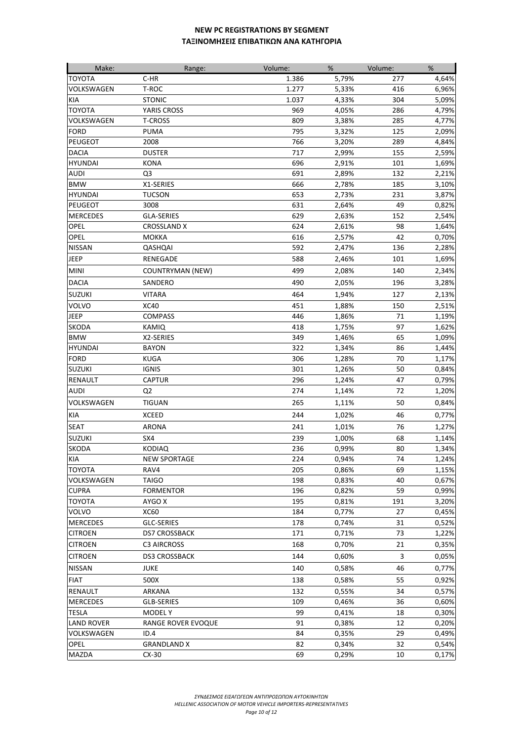## NEW PC REGISTRATIONS BY SEGMENT
## ΤΑΞΙΝΟΜΗΣΕΙΣ ΕΠΙΒΑΤΙΚΩΝ ΑΝΑ ΚΑΤΗΓΟΡΙΑ

| Make: | Range: | Volume: | % | Volume: | % |
|---|---|---|---|---|---|
| TOYOTA | C-HR | 1.386 | 5,79% | 277 | 4,64% |
| VOLKSWAGEN | T-ROC | 1.277 | 5,33% | 416 | 6,96% |
| KIA | STONIC | 1.037 | 4,33% | 304 | 5,09% |
| TOYOTA | YARIS CROSS | 969 | 4,05% | 286 | 4,79% |
| VOLKSWAGEN | T-CROSS | 809 | 3,38% | 285 | 4,77% |
| FORD | PUMA | 795 | 3,32% | 125 | 2,09% |
| PEUGEOT | 2008 | 766 | 3,20% | 289 | 4,84% |
| DACIA | DUSTER | 717 | 2,99% | 155 | 2,59% |
| HYUNDAI | KONA | 696 | 2,91% | 101 | 1,69% |
| AUDI | Q3 | 691 | 2,89% | 132 | 2,21% |
| BMW | X1-SERIES | 666 | 2,78% | 185 | 3,10% |
| HYUNDAI | TUCSON | 653 | 2,73% | 231 | 3,87% |
| PEUGEOT | 3008 | 631 | 2,64% | 49 | 0,82% |
| MERCEDES | GLA-SERIES | 629 | 2,63% | 152 | 2,54% |
| OPEL | CROSSLAND X | 624 | 2,61% | 98 | 1,64% |
| OPEL | MOKKA | 616 | 2,57% | 42 | 0,70% |
| NISSAN | QASHQAI | 592 | 2,47% | 136 | 2,28% |
| JEEP | RENEGADE | 588 | 2,46% | 101 | 1,69% |
| MINI | COUNTRYMAN (NEW) | 499 | 2,08% | 140 | 2,34% |
| DACIA | SANDERO | 490 | 2,05% | 196 | 3,28% |
| SUZUKI | VITARA | 464 | 1,94% | 127 | 2,13% |
| VOLVO | XC40 | 451 | 1,88% | 150 | 2,51% |
| JEEP | COMPASS | 446 | 1,86% | 71 | 1,19% |
| SKODA | KAMIQ | 418 | 1,75% | 97 | 1,62% |
| BMW | X2-SERIES | 349 | 1,46% | 65 | 1,09% |
| HYUNDAI | BAYON | 322 | 1,34% | 86 | 1,44% |
| FORD | KUGA | 306 | 1,28% | 70 | 1,17% |
| SUZUKI | IGNIS | 301 | 1,26% | 50 | 0,84% |
| RENAULT | CAPTUR | 296 | 1,24% | 47 | 0,79% |
| AUDI | Q2 | 274 | 1,14% | 72 | 1,20% |
| VOLKSWAGEN | TIGUAN | 265 | 1,11% | 50 | 0,84% |
| KIA | XCEED | 244 | 1,02% | 46 | 0,77% |
| SEAT | ARONA | 241 | 1,01% | 76 | 1,27% |
| SUZUKI | SX4 | 239 | 1,00% | 68 | 1,14% |
| SKODA | KODIAQ | 236 | 0,99% | 80 | 1,34% |
| KIA | NEW SPORTAGE | 224 | 0,94% | 74 | 1,24% |
| TOYOTA | RAV4 | 205 | 0,86% | 69 | 1,15% |
| VOLKSWAGEN | TAIGO | 198 | 0,83% | 40 | 0,67% |
| CUPRA | FORMENTOR | 196 | 0,82% | 59 | 0,99% |
| TOYOTA | AYGO X | 195 | 0,81% | 191 | 3,20% |
| VOLVO | XC60 | 184 | 0,77% | 27 | 0,45% |
| MERCEDES | GLC-SERIES | 178 | 0,74% | 31 | 0,52% |
| CITROEN | DS7 CROSSBACK | 171 | 0,71% | 73 | 1,22% |
| CITROEN | C3 AIRCROSS | 168 | 0,70% | 21 | 0,35% |
| CITROEN | DS3 CROSSBACK | 144 | 0,60% | 3 | 0,05% |
| NISSAN | JUKE | 140 | 0,58% | 46 | 0,77% |
| FIAT | 500X | 138 | 0,58% | 55 | 0,92% |
| RENAULT | ARKANA | 132 | 0,55% | 34 | 0,57% |
| MERCEDES | GLB-SERIES | 109 | 0,46% | 36 | 0,60% |
| TESLA | MODEL Y | 99 | 0,41% | 18 | 0,30% |
| LAND ROVER | RANGE ROVER EVOQUE | 91 | 0,38% | 12 | 0,20% |
| VOLKSWAGEN | ID.4 | 84 | 0,35% | 29 | 0,49% |
| OPEL | GRANDLAND X | 82 | 0,34% | 32 | 0,54% |
| MAZDA | CX-30 | 69 | 0,29% | 10 | 0,17% |

*ΣΥΝΔΕΣΜΟΣ ΕΙΣΑΓΩΓΕΩΝ ΑΝΤΙΠΡΟΣΩΠΩΝ ΑΥΤΟΚΙΝΗΤΩΝ*
*HELLENIC ASSOCIATION OF MOTOR VEHICLE IMPORTERS-REPRESENTATIVES*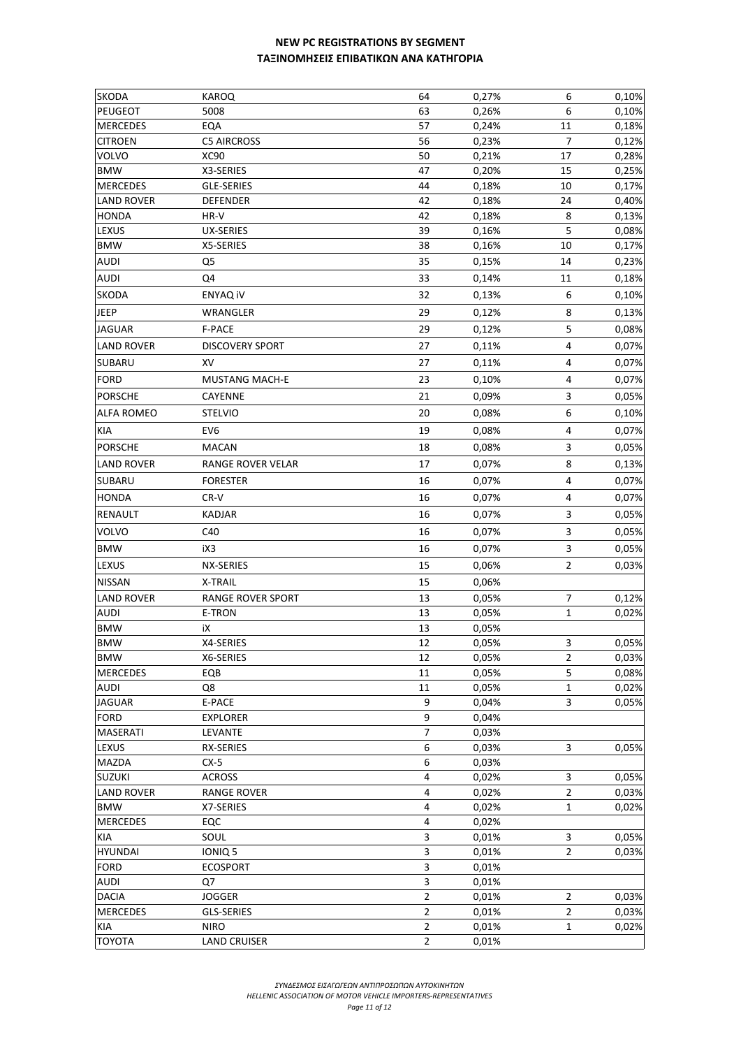# NEW PC REGISTRATIONS BY SEGMENT
# ΤΑΞΙΝΟΜΗΣΕΙΣ ΕΠΙΒΑΤΙΚΩΝ ΑΝΑ ΚΑΤΗΓΟΡΙΑ

| | | | | | |
|---|---|---|---|---|---|
| SKODA | KAROQ | 64 | 0,27% | 6 | 0,10% |
| PEUGEOT | 5008 | 63 | 0,26% | 6 | 0,10% |
| MERCEDES | EQA | 57 | 0,24% | 11 | 0,18% |
| CITROEN | C5 AIRCROSS | 56 | 0,23% | 7 | 0,12% |
| VOLVO | XC90 | 50 | 0,21% | 17 | 0,28% |
| BMW | X3-SERIES | 47 | 0,20% | 15 | 0,25% |
| MERCEDES | GLE-SERIES | 44 | 0,18% | 10 | 0,17% |
| LAND ROVER | DEFENDER | 42 | 0,18% | 24 | 0,40% |
| HONDA | HR-V | 42 | 0,18% | 8 | 0,13% |
| LEXUS | UX-SERIES | 39 | 0,16% | 5 | 0,08% |
| BMW | X5-SERIES | 38 | 0,16% | 10 | 0,17% |
| AUDI | Q5 | 35 | 0,15% | 14 | 0,23% |
| AUDI | Q4 | 33 | 0,14% | 11 | 0,18% |
| SKODA | ENYAQ iV | 32 | 0,13% | 6 | 0,10% |
| JEEP | WRANGLER | 29 | 0,12% | 8 | 0,13% |
| JAGUAR | F-PACE | 29 | 0,12% | 5 | 0,08% |
| LAND ROVER | DISCOVERY SPORT | 27 | 0,11% | 4 | 0,07% |
| SUBARU | XV | 27 | 0,11% | 4 | 0,07% |
| FORD | MUSTANG MACH-E | 23 | 0,10% | 4 | 0,07% |
| PORSCHE | CAYENNE | 21 | 0,09% | 3 | 0,05% |
| ALFA ROMEO | STELVIO | 20 | 0,08% | 6 | 0,10% |
| KIA | EV6 | 19 | 0,08% | 4 | 0,07% |
| PORSCHE | MACAN | 18 | 0,08% | 3 | 0,05% |
| LAND ROVER | RANGE ROVER VELAR | 17 | 0,07% | 8 | 0,13% |
| SUBARU | FORESTER | 16 | 0,07% | 4 | 0,07% |
| HONDA | CR-V | 16 | 0,07% | 4 | 0,07% |
| RENAULT | KADJAR | 16 | 0,07% | 3 | 0,05% |
| VOLVO | C40 | 16 | 0,07% | 3 | 0,05% |
| BMW | iX3 | 16 | 0,07% | 3 | 0,05% |
| LEXUS | NX-SERIES | 15 | 0,06% | 2 | 0,03% |
| NISSAN | X-TRAIL | 15 | 0,06% | | |
| LAND ROVER | RANGE ROVER SPORT | 13 | 0,05% | 7 | 0,12% |
| AUDI | E-TRON | 13 | 0,05% | 1 | 0,02% |
| BMW | iX | 13 | 0,05% | | |
| BMW | X4-SERIES | 12 | 0,05% | 3 | 0,05% |
| BMW | X6-SERIES | 12 | 0,05% | 2 | 0,03% |
| MERCEDES | EQB | 11 | 0,05% | 5 | 0,08% |
| AUDI | Q8 | 11 | 0,05% | 1 | 0,02% |
| JAGUAR | E-PACE | 9 | 0,04% | 3 | 0,05% |
| FORD | EXPLORER | 9 | 0,04% | | |
| MASERATI | LEVANTE | 7 | 0,03% | | |
| LEXUS | RX-SERIES | 6 | 0,03% | 3 | 0,05% |
| MAZDA | CX-5 | 6 | 0,03% | | |
| SUZUKI | ACROSS | 4 | 0,02% | 3 | 0,05% |
| LAND ROVER | RANGE ROVER | 4 | 0,02% | 2 | 0,03% |
| BMW | X7-SERIES | 4 | 0,02% | 1 | 0,02% |
| MERCEDES | EQC | 4 | 0,02% | | |
| KIA | SOUL | 3 | 0,01% | 3 | 0,05% |
| HYUNDAI | IONIQ 5 | 3 | 0,01% | 2 | 0,03% |
| FORD | ECOSPORT | 3 | 0,01% | | |
| AUDI | Q7 | 3 | 0,01% | | |
| DACIA | JOGGER | 2 | 0,01% | 2 | 0,03% |
| MERCEDES | GLS-SERIES | 2 | 0,01% | 2 | 0,03% |
| KIA | NIRO | 2 | 0,01% | 1 | 0,02% |
| TOYOTA | LAND CRUISER | 2 | 0,01% | | |

*ΣΥΝΔΕΣΜΟΣ ΕΙΣΑΓΩΓΕΩΝ ΑΝΤΙΠΡΟΣΩΠΩΝ ΑΥΤΟΚΙΝΗΤΩΝ*
*HELLENIC ASSOCIATION OF MOTOR VEHICLE IMPORTERS-REPRESENTATIVES*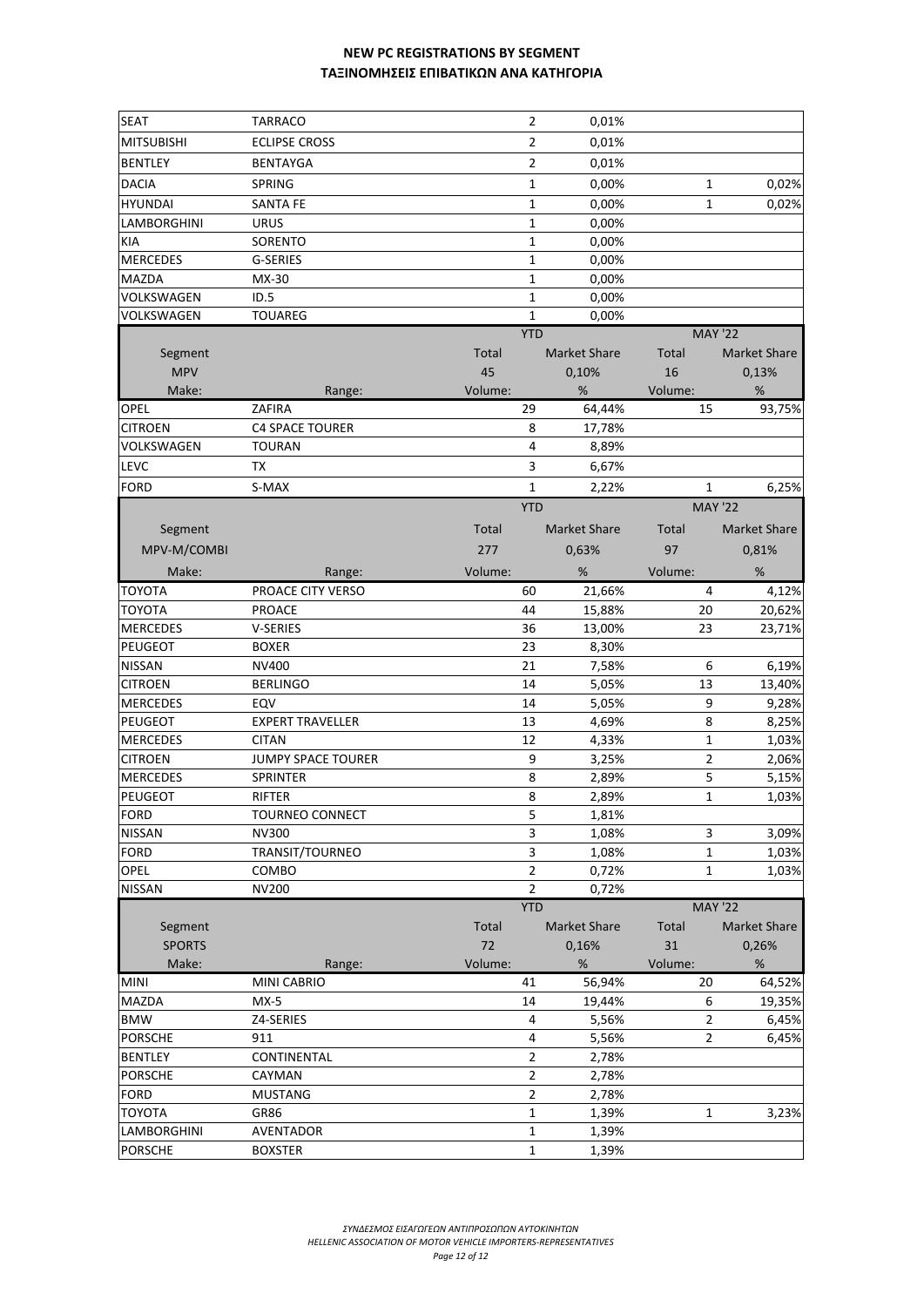# NEW PC REGISTRATIONS BY SEGMENT
# ΤΑΞΙΝΟΜΗΣΕΙΣ ΕΠΙΒΑΤΙΚΩΝ ΑΝΑ ΚΑΤΗΓΟΡΙΑ

| | | | | | |
|---|---|---|---|---|---|
| SEAT | TARRACO | 2 | 0,01% | | |
| MITSUBISHI | ECLIPSE CROSS | 2 | 0,01% | | |
| BENTLEY | BENTAYGA | 2 | 0,01% | | |
| DACIA | SPRING | 1 | 0,00% | 1 | 0,02% |
| HYUNDAI | SANTA FE | 1 | 0,00% | 1 | 0,02% |
| LAMBORGHINI | URUS | 1 | 0,00% | | |
| KIA | SORENTO | 1 | 0,00% | | |
| MERCEDES | G-SERIES | 1 | 0,00% | | |
| MAZDA | MX-30 | 1 | 0,00% | | |
| VOLKSWAGEN | ID.5 | 1 | 0,00% | | |
| VOLKSWAGEN | TOUAREG | 1 | 0,00% | | |

| | | YTD | | MAY '22 | |
|---|---|---|---|---|---|
| Segment | | Total | Market Share | Total | Market Share |
| MPV | | 45 | 0,10% | 16 | 0,13% |
| Make: | Range: | Volume: | % | Volume: | % |
| OPEL | ZAFIRA | 29 | 64,44% | 15 | 93,75% |
| CITROEN | C4 SPACE TOURER | 8 | 17,78% | | |
| VOLKSWAGEN | TOURAN | 4 | 8,89% | | |
| LEVC | TX | 3 | 6,67% | | |
| FORD | S-MAX | 1 | 2,22% | 1 | 6,25% |

| | | YTD | | MAY '22 | |
|---|---|---|---|---|---|
| Segment | | Total | Market Share | Total | Market Share |
| MPV-M/COMBI | | 277 | 0,63% | 97 | 0,81% |
| Make: | Range: | Volume: | % | Volume: | % |
| TOYOTA | PROACE CITY VERSO | 60 | 21,66% | 4 | 4,12% |
| TOYOTA | PROACE | 44 | 15,88% | 20 | 20,62% |
| MERCEDES | V-SERIES | 36 | 13,00% | 23 | 23,71% |
| PEUGEOT | BOXER | 23 | 8,30% | | |
| NISSAN | NV400 | 21 | 7,58% | 6 | 6,19% |
| CITROEN | BERLINGO | 14 | 5,05% | 13 | 13,40% |
| MERCEDES | EQV | 14 | 5,05% | 9 | 9,28% |
| PEUGEOT | EXPERT TRAVELLER | 13 | 4,69% | 8 | 8,25% |
| MERCEDES | CITAN | 12 | 4,33% | 1 | 1,03% |
| CITROEN | JUMPY SPACE TOURER | 9 | 3,25% | 2 | 2,06% |
| MERCEDES | SPRINTER | 8 | 2,89% | 5 | 5,15% |
| PEUGEOT | RIFTER | 8 | 2,89% | 1 | 1,03% |
| FORD | TOURNEO CONNECT | 5 | 1,81% | | |
| NISSAN | NV300 | 3 | 1,08% | 3 | 3,09% |
| FORD | TRANSIT/TOURNEO | 3 | 1,08% | 1 | 1,03% |
| OPEL | COMBO | 2 | 0,72% | 1 | 1,03% |
| NISSAN | NV200 | 2 | 0,72% | | |

| | | YTD | | MAY '22 | |
|---|---|---|---|---|---|
| Segment | | Total | Market Share | Total | Market Share |
| SPORTS | | 72 | 0,16% | 31 | 0,26% |
| Make: | Range: | Volume: | % | Volume: | % |
| MINI | MINI CABRIO | 41 | 56,94% | 20 | 64,52% |
| MAZDA | MX-5 | 14 | 19,44% | 6 | 19,35% |
| BMW | Z4-SERIES | 4 | 5,56% | 2 | 6,45% |
| PORSCHE | 911 | 4 | 5,56% | 2 | 6,45% |
| BENTLEY | CONTINENTAL | 2 | 2,78% | | |
| PORSCHE | CAYMAN | 2 | 2,78% | | |
| FORD | MUSTANG | 2 | 2,78% | | |
| TOYOTA | GR86 | 1 | 1,39% | 1 | 3,23% |
| LAMBORGHINI | AVENTADOR | 1 | 1,39% | | |
| PORSCHE | BOXSTER | 1 | 1,39% | | |

*ΣΥΝΔΕΣΜΟΣ ΕΙΣΑΓΩΓΕΩΝ ΑΝΤΙΠΡΟΣΩΠΩΝ ΑΥΤΟΚΙΝΗΤΩΝ*
*HELLENIC ASSOCIATION OF MOTOR VEHICLE IMPORTERS-REPRESENTATIVES*